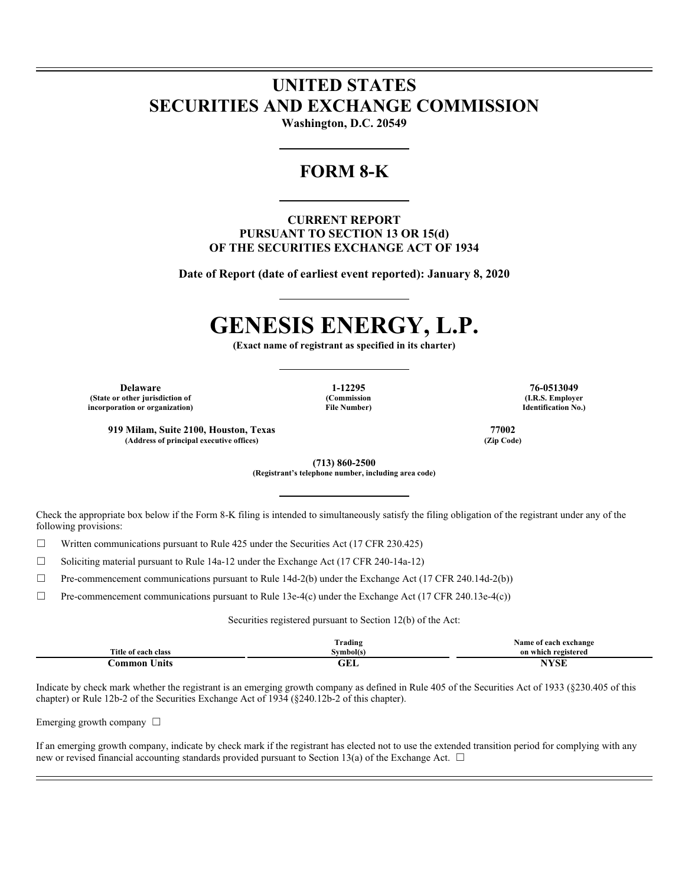# UNITED STATES
# SECURITIES AND EXCHANGE COMMISSION

**Washington, D.C. 20549**

---

## FORM 8-K

---

**CURRENT REPORT**
**PURSUANT TO SECTION 13 OR 15(d)**
**OF THE SECURITIES EXCHANGE ACT OF 1934**

**Date of Report (date of earliest event reported): January 8, 2020**

---

# GENESIS ENERGY, L.P.

**(Exact name of registrant as specified in its charter)**

---

| Delaware | 1-12295 | 76-0513049 |
|---|---|---|
| (State or other jurisdiction of incorporation or organization) | (Commission File Number) | (I.R.S. Employer Identification No.) |

| 919 Milam, Suite 2100, Houston, Texas | 77002 |
|---|---|
| (Address of principal executive offices) | (Zip Code) |

**(713) 860-2500**
**(Registrant's telephone number, including area code)**

---

Check the appropriate box below if the Form 8-K filing is intended to simultaneously satisfy the filing obligation of the registrant under any of the following provisions:

☐ Written communications pursuant to Rule 425 under the Securities Act (17 CFR 230.425)

☐ Soliciting material pursuant to Rule 14a-12 under the Exchange Act (17 CFR 240-14a-12)

☐ Pre-commencement communications pursuant to Rule 14d-2(b) under the Exchange Act (17 CFR 240.14d-2(b))

☐ Pre-commencement communications pursuant to Rule 13e-4(c) under the Exchange Act (17 CFR 240.13e-4(c))

Securities registered pursuant to Section 12(b) of the Act:

| Title of each class | Trading Symbol(s) | Name of each exchange on which registered |
|---|---|---|
| Common Units | GEL | NYSE |

Indicate by check mark whether the registrant is an emerging growth company as defined in Rule 405 of the Securities Act of 1933 (§230.405 of this chapter) or Rule 12b-2 of the Securities Exchange Act of 1934 (§240.12b-2 of this chapter).

Emerging growth company ☐

If an emerging growth company, indicate by check mark if the registrant has elected not to use the extended transition period for complying with any new or revised financial accounting standards provided pursuant to Section 13(a) of the Exchange Act. ☐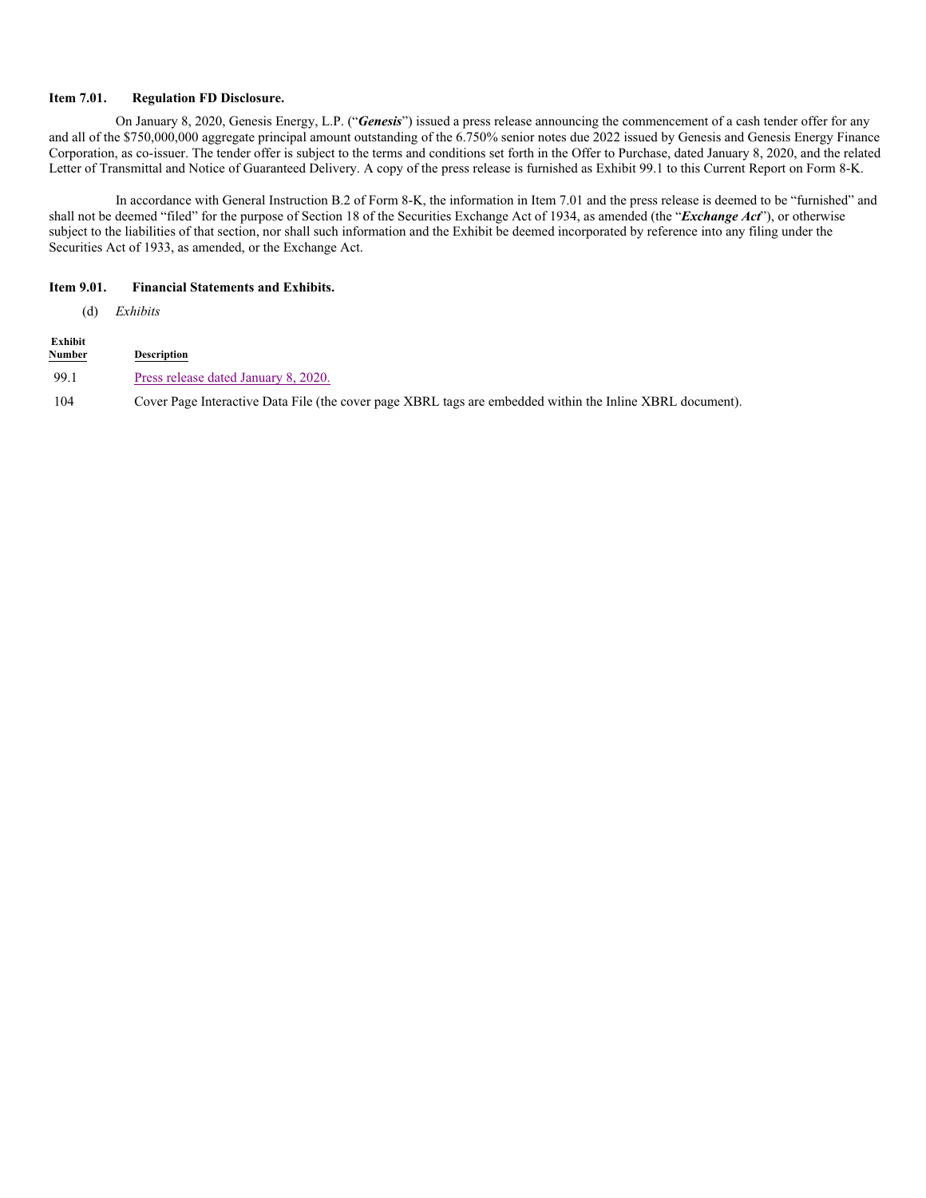**Item 7.01. Regulation FD Disclosure.**

On January 8, 2020, Genesis Energy, L.P. ("***Genesis***") issued a press release announcing the commencement of a cash tender offer for any and all of the $750,000,000 aggregate principal amount outstanding of the 6.750% senior notes due 2022 issued by Genesis and Genesis Energy Finance Corporation, as co-issuer. The tender offer is subject to the terms and conditions set forth in the Offer to Purchase, dated January 8, 2020, and the related Letter of Transmittal and Notice of Guaranteed Delivery. A copy of the press release is furnished as Exhibit 99.1 to this Current Report on Form 8-K.

In accordance with General Instruction B.2 of Form 8-K, the information in Item 7.01 and the press release is deemed to be "furnished" and shall not be deemed "filed" for the purpose of Section 18 of the Securities Exchange Act of 1934, as amended (the "***Exchange Act***"), or otherwise subject to the liabilities of that section, nor shall such information and the Exhibit be deemed incorporated by reference into any filing under the Securities Act of 1933, as amended, or the Exchange Act.

**Item 9.01. Financial Statements and Exhibits.**

(d) *Exhibits*

| Exhibit Number | Description |
|---|---|
| 99.1 | Press release dated January 8, 2020. |
| 104 | Cover Page Interactive Data File (the cover page XBRL tags are embedded within the Inline XBRL document). |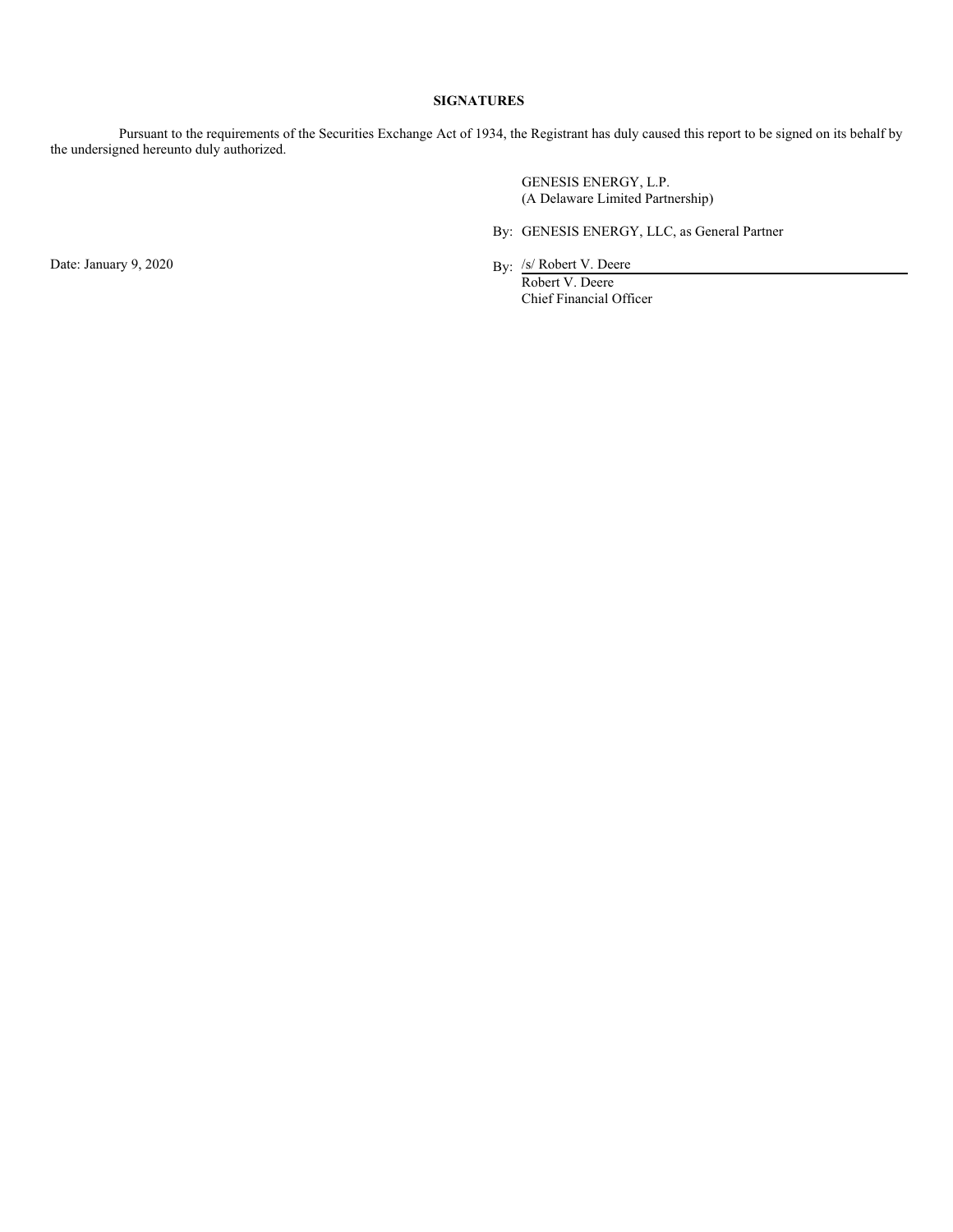## SIGNATURES

Pursuant to the requirements of the Securities Exchange Act of 1934, the Registrant has duly caused this report to be signed on its behalf by the undersigned hereunto duly authorized.

GENESIS ENERGY, L.P.
(A Delaware Limited Partnership)

By: GENESIS ENERGY, LLC, as General Partner

Date: January 9, 2020

By: /s/ Robert V. Deere
Robert V. Deere
Chief Financial Officer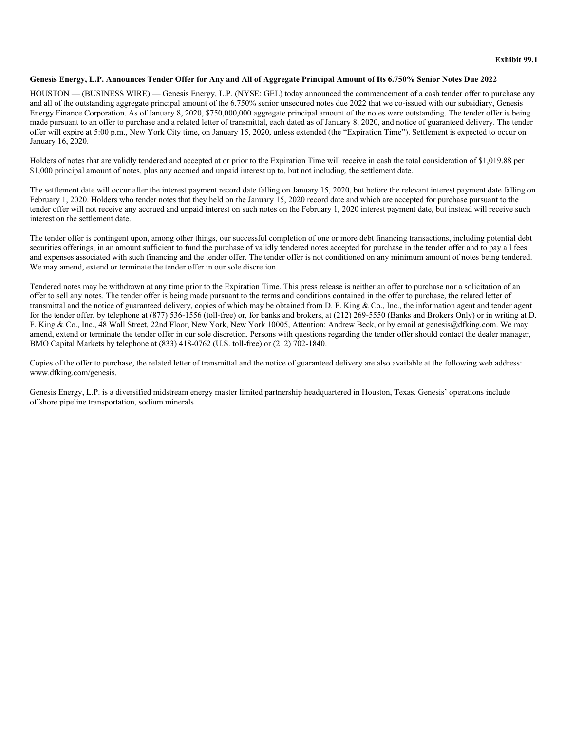**Exhibit 99.1**

**Genesis Energy, L.P. Announces Tender Offer for Any and All of Aggregate Principal Amount of Its 6.750% Senior Notes Due 2022**

HOUSTON — (BUSINESS WIRE) — Genesis Energy, L.P. (NYSE: GEL) today announced the commencement of a cash tender offer to purchase any and all of the outstanding aggregate principal amount of the 6.750% senior unsecured notes due 2022 that we co-issued with our subsidiary, Genesis Energy Finance Corporation. As of January 8, 2020, $750,000,000 aggregate principal amount of the notes were outstanding. The tender offer is being made pursuant to an offer to purchase and a related letter of transmittal, each dated as of January 8, 2020, and notice of guaranteed delivery. The tender offer will expire at 5:00 p.m., New York City time, on January 15, 2020, unless extended (the "Expiration Time"). Settlement is expected to occur on January 16, 2020.

Holders of notes that are validly tendered and accepted at or prior to the Expiration Time will receive in cash the total consideration of $1,019.88 per $1,000 principal amount of notes, plus any accrued and unpaid interest up to, but not including, the settlement date.

The settlement date will occur after the interest payment record date falling on January 15, 2020, but before the relevant interest payment date falling on February 1, 2020. Holders who tender notes that they held on the January 15, 2020 record date and which are accepted for purchase pursuant to the tender offer will not receive any accrued and unpaid interest on such notes on the February 1, 2020 interest payment date, but instead will receive such interest on the settlement date.

The tender offer is contingent upon, among other things, our successful completion of one or more debt financing transactions, including potential debt securities offerings, in an amount sufficient to fund the purchase of validly tendered notes accepted for purchase in the tender offer and to pay all fees and expenses associated with such financing and the tender offer. The tender offer is not conditioned on any minimum amount of notes being tendered. We may amend, extend or terminate the tender offer in our sole discretion.

Tendered notes may be withdrawn at any time prior to the Expiration Time. This press release is neither an offer to purchase nor a solicitation of an offer to sell any notes. The tender offer is being made pursuant to the terms and conditions contained in the offer to purchase, the related letter of transmittal and the notice of guaranteed delivery, copies of which may be obtained from D. F. King & Co., Inc., the information agent and tender agent for the tender offer, by telephone at (877) 536-1556 (toll-free) or, for banks and brokers, at (212) 269-5550 (Banks and Brokers Only) or in writing at D. F. King & Co., Inc., 48 Wall Street, 22nd Floor, New York, New York 10005, Attention: Andrew Beck, or by email at genesis@dfking.com. We may amend, extend or terminate the tender offer in our sole discretion. Persons with questions regarding the tender offer should contact the dealer manager, BMO Capital Markets by telephone at (833) 418-0762 (U.S. toll-free) or (212) 702-1840.

Copies of the offer to purchase, the related letter of transmittal and the notice of guaranteed delivery are also available at the following web address: www.dfking.com/genesis.

Genesis Energy, L.P. is a diversified midstream energy master limited partnership headquartered in Houston, Texas. Genesis' operations include offshore pipeline transportation, sodium minerals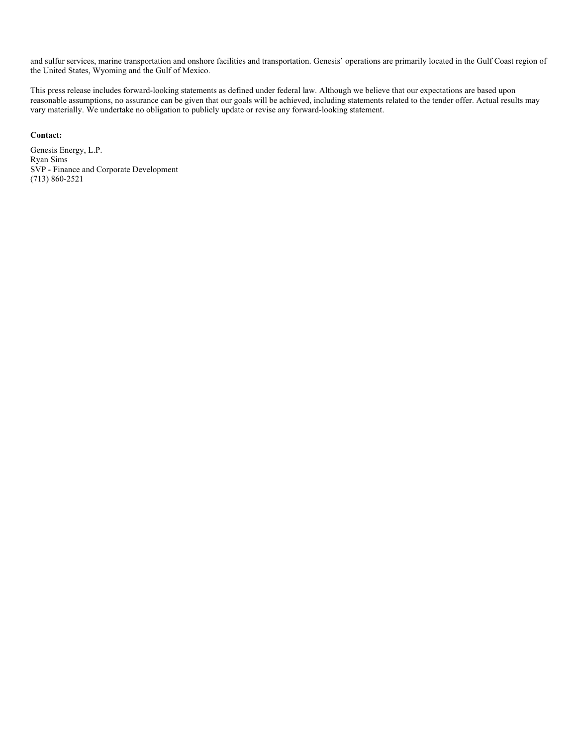and sulfur services, marine transportation and onshore facilities and transportation. Genesis' operations are primarily located in the Gulf Coast region of the United States, Wyoming and the Gulf of Mexico.

This press release includes forward-looking statements as defined under federal law. Although we believe that our expectations are based upon reasonable assumptions, no assurance can be given that our goals will be achieved, including statements related to the tender offer. Actual results may vary materially. We undertake no obligation to publicly update or revise any forward-looking statement.

**Contact:**

Genesis Energy, L.P.
Ryan Sims
SVP - Finance and Corporate Development
(713) 860-2521